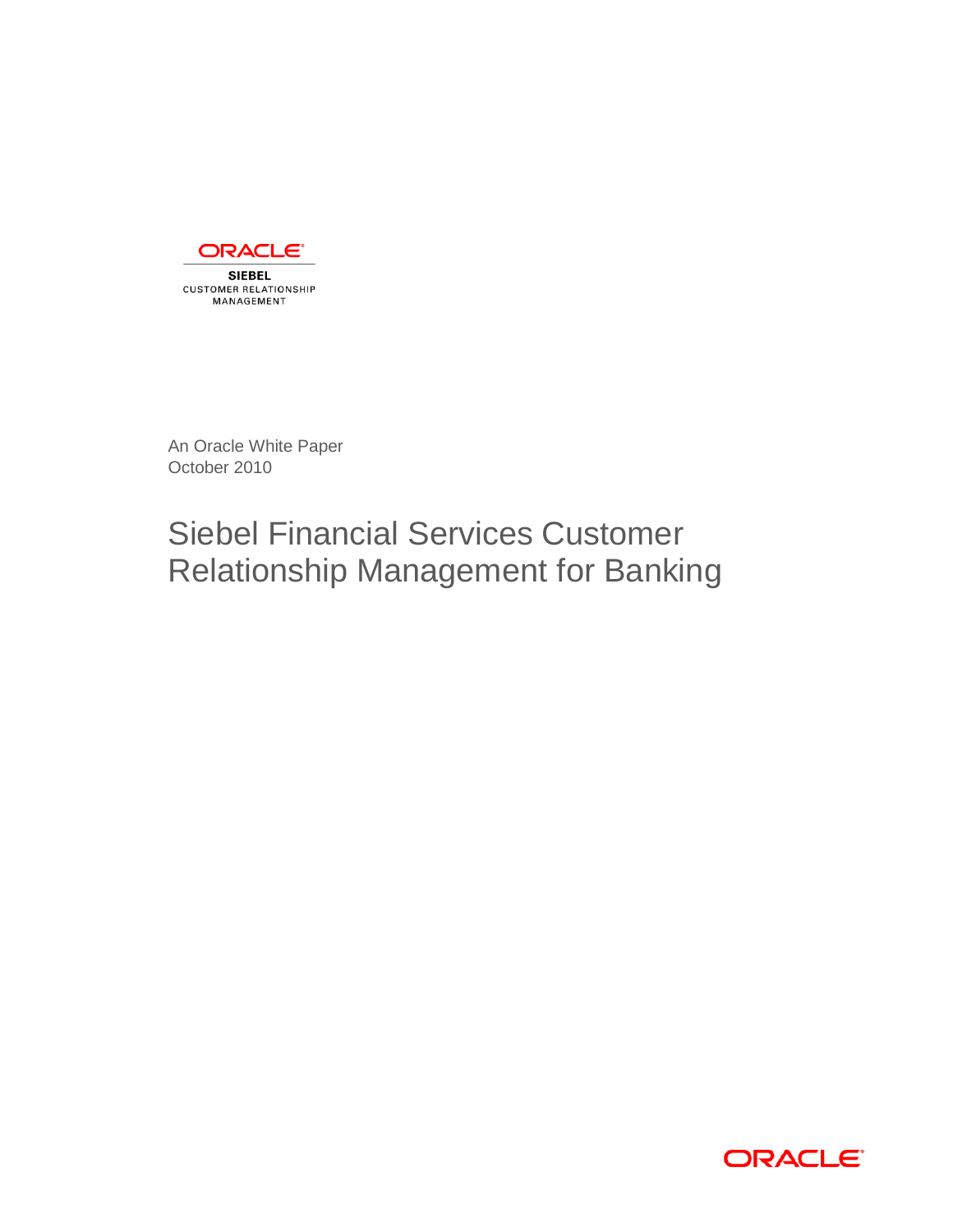ORACLE

SIEBEL
CUSTOMER RELATIONSHIP
MANAGEMENT

An Oracle White Paper
October 2010

# Siebel Financial Services Customer Relationship Management for Banking

ORACLE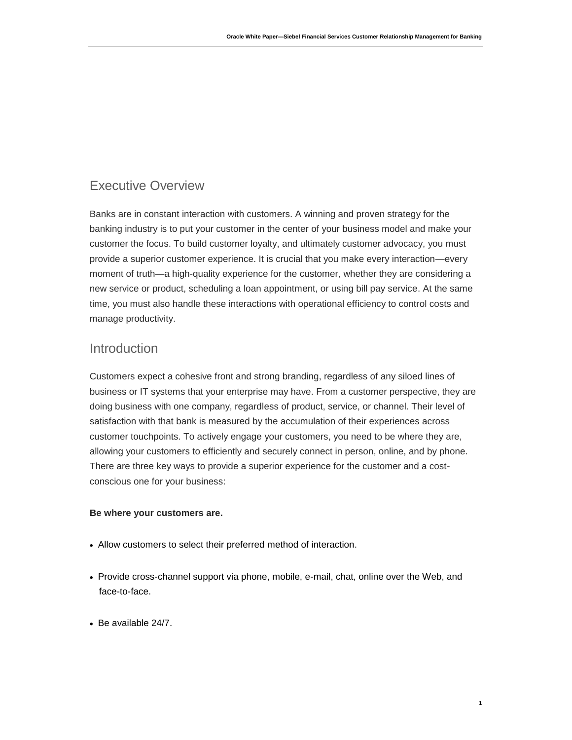## Executive Overview

Banks are in constant interaction with customers. A winning and proven strategy for the banking industry is to put your customer in the center of your business model and make your customer the focus. To build customer loyalty, and ultimately customer advocacy, you must provide a superior customer experience. It is crucial that you make every interaction—every moment of truth—a high-quality experience for the customer, whether they are considering a new service or product, scheduling a loan appointment, or using bill pay service. At the same time, you must also handle these interactions with operational efficiency to control costs and manage productivity.

## Introduction

Customers expect a cohesive front and strong branding, regardless of any siloed lines of business or IT systems that your enterprise may have. From a customer perspective, they are doing business with one company, regardless of product, service, or channel. Their level of satisfaction with that bank is measured by the accumulation of their experiences across customer touchpoints. To actively engage your customers, you need to be where they are, allowing your customers to efficiently and securely connect in person, online, and by phone. There are three key ways to provide a superior experience for the customer and a cost-conscious one for your business:

**Be where your customers are.**

- Allow customers to select their preferred method of interaction.
- Provide cross-channel support via phone, mobile, e-mail, chat, online over the Web, and face-to-face.
- Be available 24/7.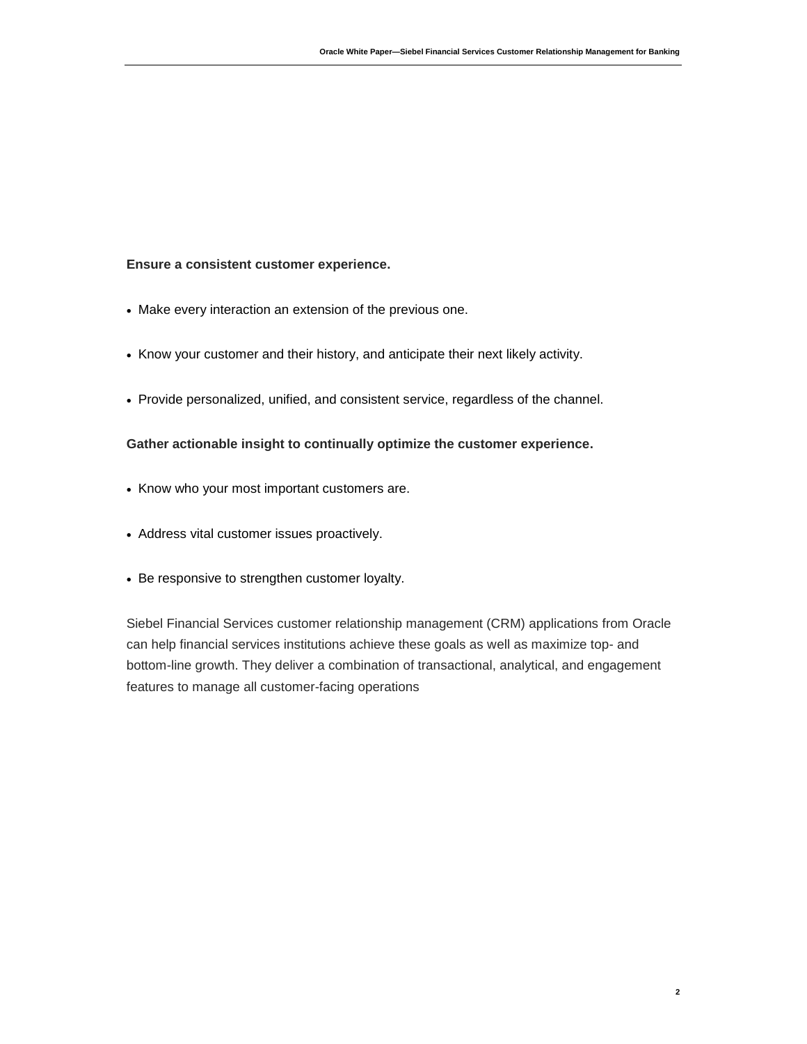**Ensure a consistent customer experience.**

- Make every interaction an extension of the previous one.
- Know your customer and their history, and anticipate their next likely activity.
- Provide personalized, unified, and consistent service, regardless of the channel.

**Gather actionable insight to continually optimize the customer experience.**

- Know who your most important customers are.
- Address vital customer issues proactively.
- Be responsive to strengthen customer loyalty.

Siebel Financial Services customer relationship management (CRM) applications from Oracle can help financial services institutions achieve these goals as well as maximize top- and bottom-line growth. They deliver a combination of transactional, analytical, and engagement features to manage all customer-facing operations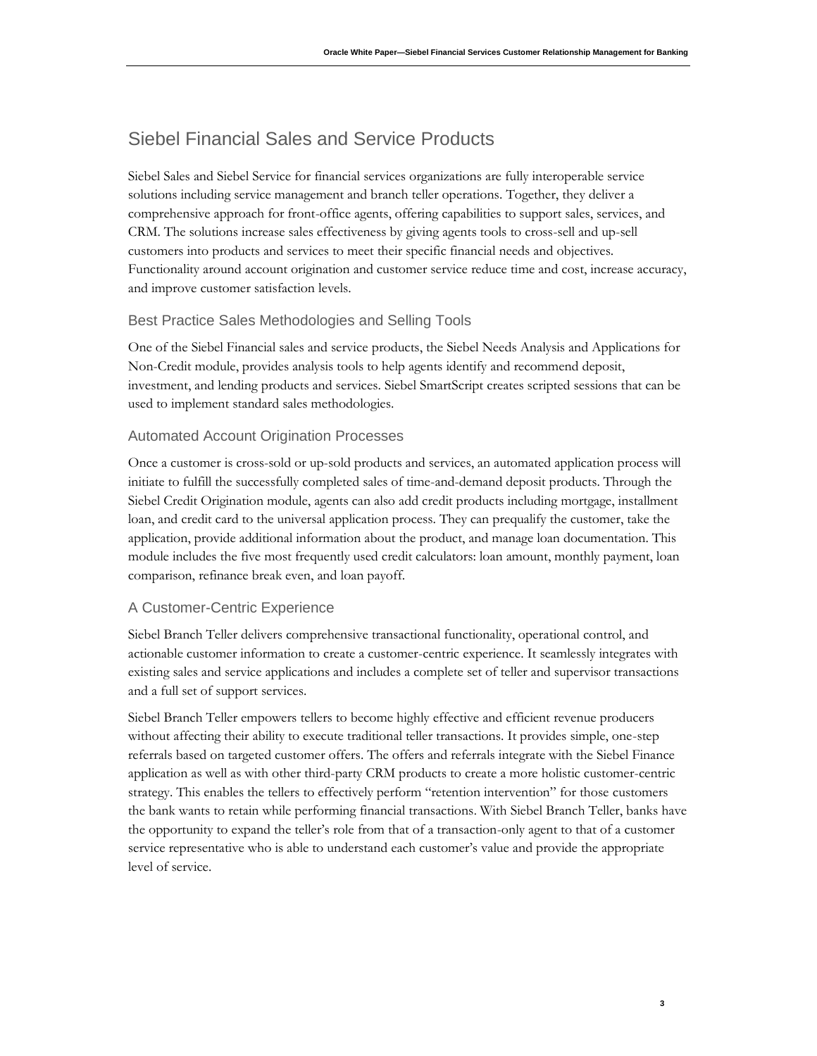## Siebel Financial Sales and Service Products

Siebel Sales and Siebel Service for financial services organizations are fully interoperable service solutions including service management and branch teller operations. Together, they deliver a comprehensive approach for front-office agents, offering capabilities to support sales, services, and CRM. The solutions increase sales effectiveness by giving agents tools to cross-sell and up-sell customers into products and services to meet their specific financial needs and objectives. Functionality around account origination and customer service reduce time and cost, increase accuracy, and improve customer satisfaction levels.

### Best Practice Sales Methodologies and Selling Tools

One of the Siebel Financial sales and service products, the Siebel Needs Analysis and Applications for Non-Credit module, provides analysis tools to help agents identify and recommend deposit, investment, and lending products and services. Siebel SmartScript creates scripted sessions that can be used to implement standard sales methodologies.

### Automated Account Origination Processes

Once a customer is cross-sold or up-sold products and services, an automated application process will initiate to fulfill the successfully completed sales of time-and-demand deposit products. Through the Siebel Credit Origination module, agents can also add credit products including mortgage, installment loan, and credit card to the universal application process. They can prequalify the customer, take the application, provide additional information about the product, and manage loan documentation. This module includes the five most frequently used credit calculators: loan amount, monthly payment, loan comparison, refinance break even, and loan payoff.

### A Customer-Centric Experience

Siebel Branch Teller delivers comprehensive transactional functionality, operational control, and actionable customer information to create a customer-centric experience. It seamlessly integrates with existing sales and service applications and includes a complete set of teller and supervisor transactions and a full set of support services.

Siebel Branch Teller empowers tellers to become highly effective and efficient revenue producers without affecting their ability to execute traditional teller transactions. It provides simple, one-step referrals based on targeted customer offers. The offers and referrals integrate with the Siebel Finance application as well as with other third-party CRM products to create a more holistic customer-centric strategy. This enables the tellers to effectively perform "retention intervention" for those customers the bank wants to retain while performing financial transactions. With Siebel Branch Teller, banks have the opportunity to expand the teller's role from that of a transaction-only agent to that of a customer service representative who is able to understand each customer's value and provide the appropriate level of service.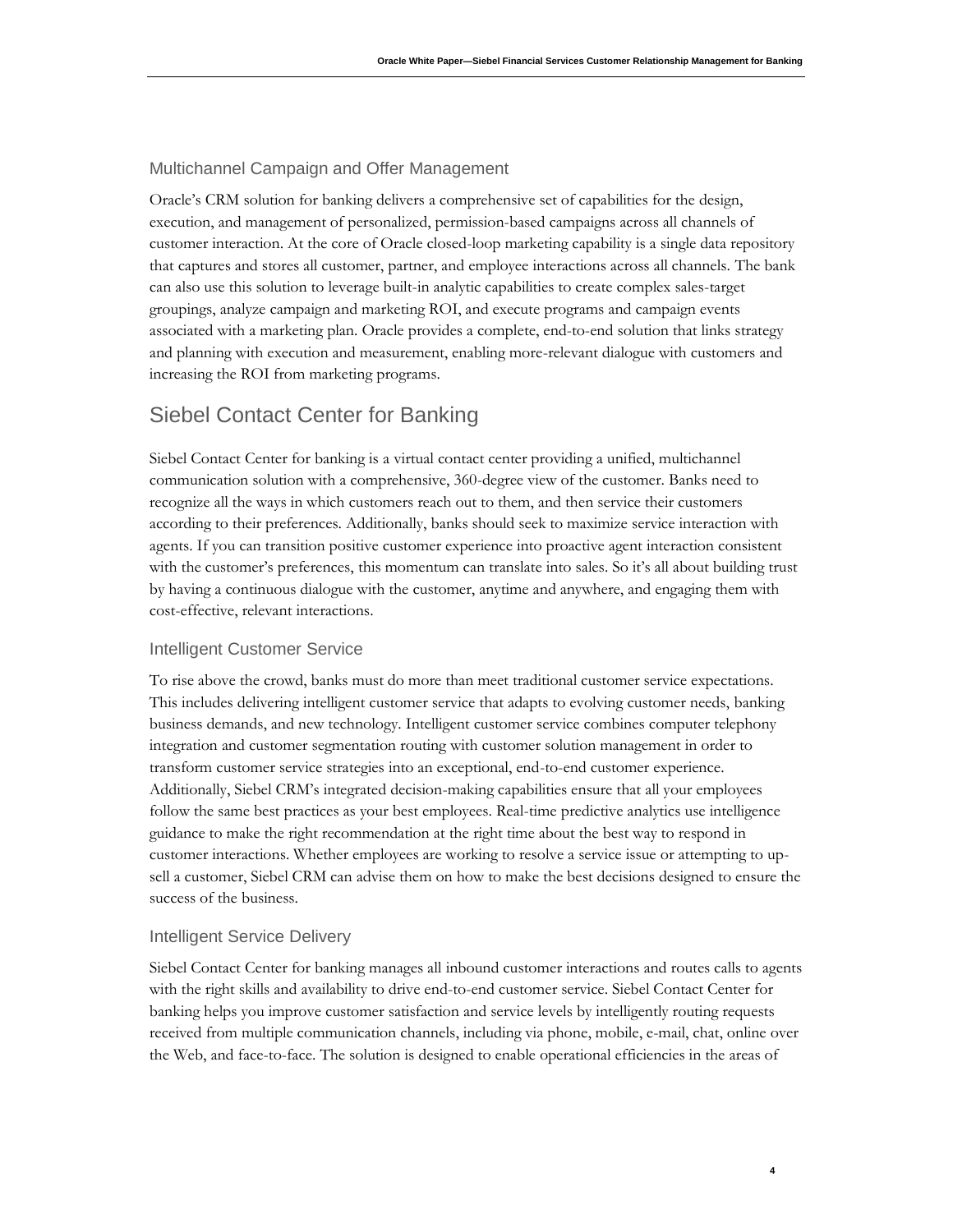### Multichannel Campaign and Offer Management

Oracle's CRM solution for banking delivers a comprehensive set of capabilities for the design, execution, and management of personalized, permission-based campaigns across all channels of customer interaction. At the core of Oracle closed-loop marketing capability is a single data repository that captures and stores all customer, partner, and employee interactions across all channels. The bank can also use this solution to leverage built-in analytic capabilities to create complex sales-target groupings, analyze campaign and marketing ROI, and execute programs and campaign events associated with a marketing plan. Oracle provides a complete, end-to-end solution that links strategy and planning with execution and measurement, enabling more-relevant dialogue with customers and increasing the ROI from marketing programs.

## Siebel Contact Center for Banking

Siebel Contact Center for banking is a virtual contact center providing a unified, multichannel communication solution with a comprehensive, 360-degree view of the customer. Banks need to recognize all the ways in which customers reach out to them, and then service their customers according to their preferences. Additionally, banks should seek to maximize service interaction with agents. If you can transition positive customer experience into proactive agent interaction consistent with the customer's preferences, this momentum can translate into sales. So it's all about building trust by having a continuous dialogue with the customer, anytime and anywhere, and engaging them with cost-effective, relevant interactions.

### Intelligent Customer Service

To rise above the crowd, banks must do more than meet traditional customer service expectations. This includes delivering intelligent customer service that adapts to evolving customer needs, banking business demands, and new technology. Intelligent customer service combines computer telephony integration and customer segmentation routing with customer solution management in order to transform customer service strategies into an exceptional, end-to-end customer experience. Additionally, Siebel CRM's integrated decision-making capabilities ensure that all your employees follow the same best practices as your best employees. Real-time predictive analytics use intelligence guidance to make the right recommendation at the right time about the best way to respond in customer interactions. Whether employees are working to resolve a service issue or attempting to up-sell a customer, Siebel CRM can advise them on how to make the best decisions designed to ensure the success of the business.

### Intelligent Service Delivery

Siebel Contact Center for banking manages all inbound customer interactions and routes calls to agents with the right skills and availability to drive end-to-end customer service. Siebel Contact Center for banking helps you improve customer satisfaction and service levels by intelligently routing requests received from multiple communication channels, including via phone, mobile, e-mail, chat, online over the Web, and face-to-face. The solution is designed to enable operational efficiencies in the areas of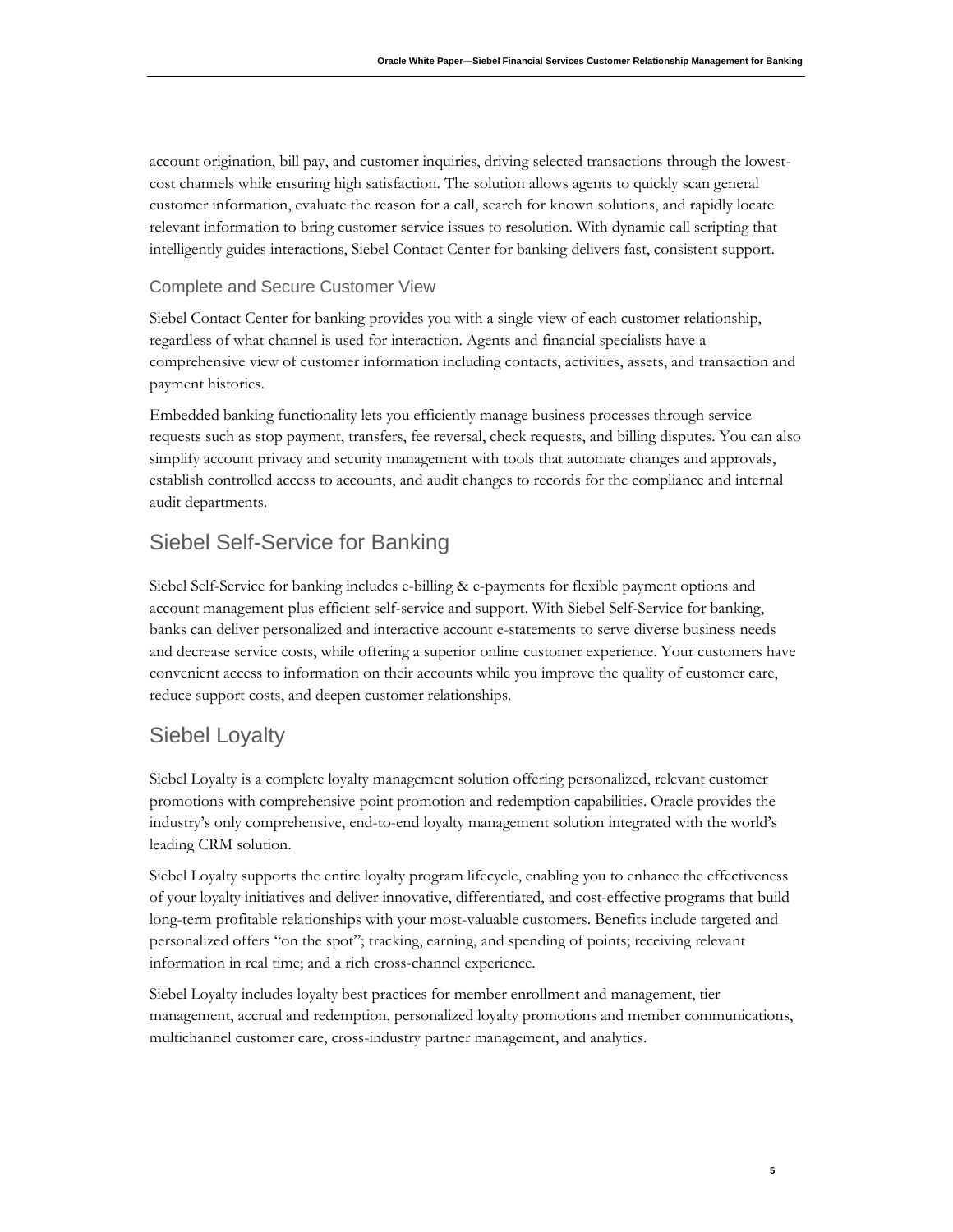account origination, bill pay, and customer inquiries, driving selected transactions through the lowest-cost channels while ensuring high satisfaction. The solution allows agents to quickly scan general customer information, evaluate the reason for a call, search for known solutions, and rapidly locate relevant information to bring customer service issues to resolution. With dynamic call scripting that intelligently guides interactions, Siebel Contact Center for banking delivers fast, consistent support.

### Complete and Secure Customer View

Siebel Contact Center for banking provides you with a single view of each customer relationship, regardless of what channel is used for interaction. Agents and financial specialists have a comprehensive view of customer information including contacts, activities, assets, and transaction and payment histories.

Embedded banking functionality lets you efficiently manage business processes through service requests such as stop payment, transfers, fee reversal, check requests, and billing disputes. You can also simplify account privacy and security management with tools that automate changes and approvals, establish controlled access to accounts, and audit changes to records for the compliance and internal audit departments.

## Siebel Self-Service for Banking

Siebel Self-Service for banking includes e-billing & e-payments for flexible payment options and account management plus efficient self-service and support. With Siebel Self-Service for banking, banks can deliver personalized and interactive account e-statements to serve diverse business needs and decrease service costs, while offering a superior online customer experience. Your customers have convenient access to information on their accounts while you improve the quality of customer care, reduce support costs, and deepen customer relationships.

## Siebel Loyalty

Siebel Loyalty is a complete loyalty management solution offering personalized, relevant customer promotions with comprehensive point promotion and redemption capabilities. Oracle provides the industry's only comprehensive, end-to-end loyalty management solution integrated with the world's leading CRM solution.

Siebel Loyalty supports the entire loyalty program lifecycle, enabling you to enhance the effectiveness of your loyalty initiatives and deliver innovative, differentiated, and cost-effective programs that build long-term profitable relationships with your most-valuable customers. Benefits include targeted and personalized offers "on the spot"; tracking, earning, and spending of points; receiving relevant information in real time; and a rich cross-channel experience.

Siebel Loyalty includes loyalty best practices for member enrollment and management, tier management, accrual and redemption, personalized loyalty promotions and member communications, multichannel customer care, cross-industry partner management, and analytics.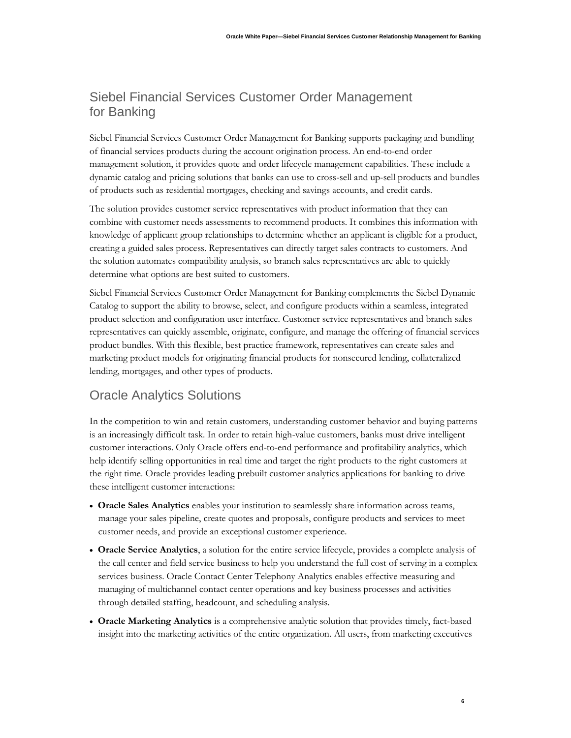## Siebel Financial Services Customer Order Management for Banking

Siebel Financial Services Customer Order Management for Banking supports packaging and bundling of financial services products during the account origination process. An end-to-end order management solution, it provides quote and order lifecycle management capabilities. These include a dynamic catalog and pricing solutions that banks can use to cross-sell and up-sell products and bundles of products such as residential mortgages, checking and savings accounts, and credit cards.

The solution provides customer service representatives with product information that they can combine with customer needs assessments to recommend products. It combines this information with knowledge of applicant group relationships to determine whether an applicant is eligible for a product, creating a guided sales process. Representatives can directly target sales contracts to customers. And the solution automates compatibility analysis, so branch sales representatives are able to quickly determine what options are best suited to customers.

Siebel Financial Services Customer Order Management for Banking complements the Siebel Dynamic Catalog to support the ability to browse, select, and configure products within a seamless, integrated product selection and configuration user interface. Customer service representatives and branch sales representatives can quickly assemble, originate, configure, and manage the offering of financial services product bundles. With this flexible, best practice framework, representatives can create sales and marketing product models for originating financial products for nonsecured lending, collateralized lending, mortgages, and other types of products.

## Oracle Analytics Solutions

In the competition to win and retain customers, understanding customer behavior and buying patterns is an increasingly difficult task. In order to retain high-value customers, banks must drive intelligent customer interactions. Only Oracle offers end-to-end performance and profitability analytics, which help identify selling opportunities in real time and target the right products to the right customers at the right time. Oracle provides leading prebuilt customer analytics applications for banking to drive these intelligent customer interactions:

- **Oracle Sales Analytics** enables your institution to seamlessly share information across teams, manage your sales pipeline, create quotes and proposals, configure products and services to meet customer needs, and provide an exceptional customer experience.
- **Oracle Service Analytics**, a solution for the entire service lifecycle, provides a complete analysis of the call center and field service business to help you understand the full cost of serving in a complex services business. Oracle Contact Center Telephony Analytics enables effective measuring and managing of multichannel contact center operations and key business processes and activities through detailed staffing, headcount, and scheduling analysis.
- **Oracle Marketing Analytics** is a comprehensive analytic solution that provides timely, fact-based insight into the marketing activities of the entire organization. All users, from marketing executives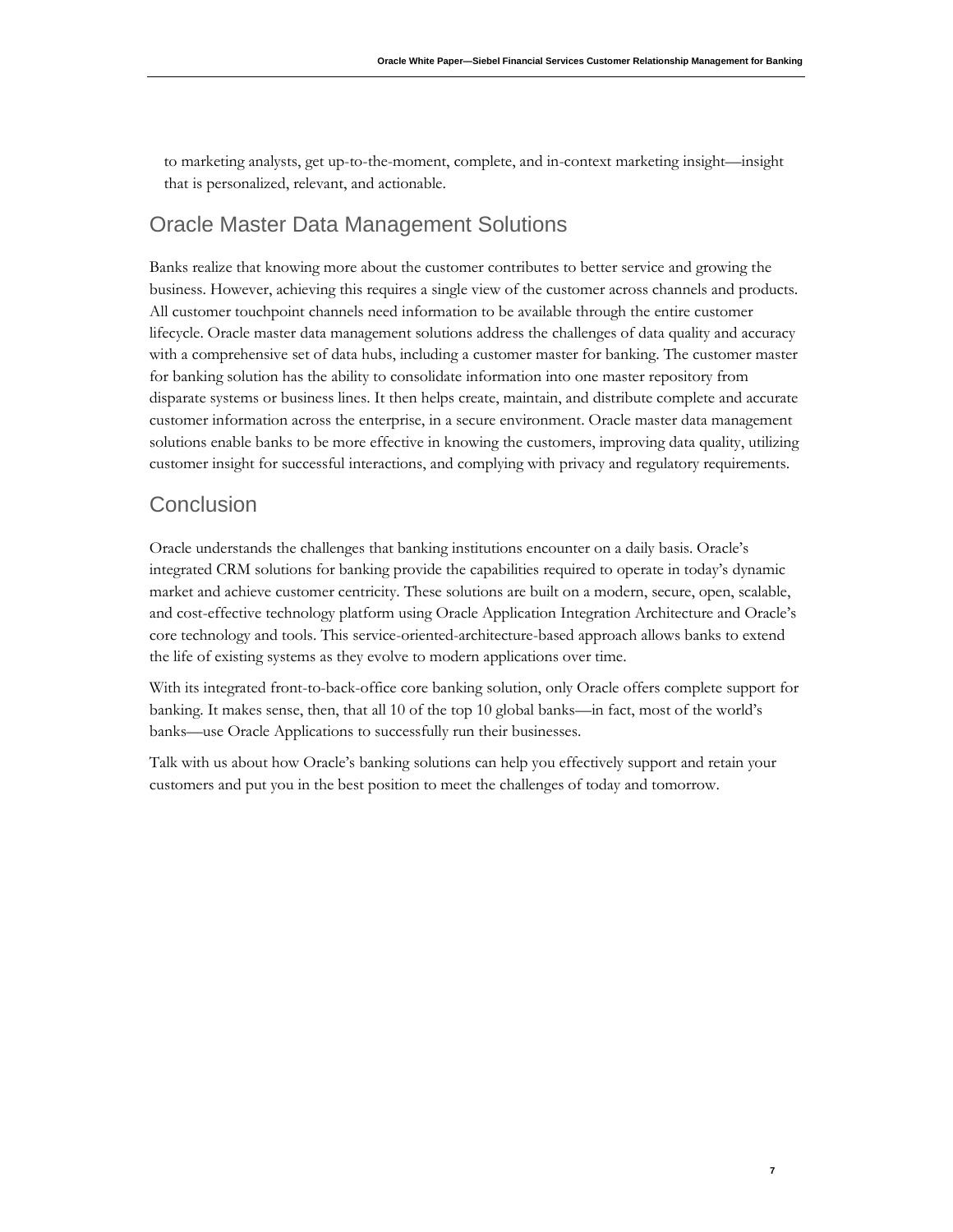to marketing analysts, get up-to-the-moment, complete, and in-context marketing insight—insight that is personalized, relevant, and actionable.

## Oracle Master Data Management Solutions

Banks realize that knowing more about the customer contributes to better service and growing the business. However, achieving this requires a single view of the customer across channels and products. All customer touchpoint channels need information to be available through the entire customer lifecycle. Oracle master data management solutions address the challenges of data quality and accuracy with a comprehensive set of data hubs, including a customer master for banking. The customer master for banking solution has the ability to consolidate information into one master repository from disparate systems or business lines. It then helps create, maintain, and distribute complete and accurate customer information across the enterprise, in a secure environment. Oracle master data management solutions enable banks to be more effective in knowing the customers, improving data quality, utilizing customer insight for successful interactions, and complying with privacy and regulatory requirements.

## Conclusion

Oracle understands the challenges that banking institutions encounter on a daily basis. Oracle's integrated CRM solutions for banking provide the capabilities required to operate in today's dynamic market and achieve customer centricity. These solutions are built on a modern, secure, open, scalable, and cost-effective technology platform using Oracle Application Integration Architecture and Oracle's core technology and tools. This service-oriented-architecture-based approach allows banks to extend the life of existing systems as they evolve to modern applications over time.

With its integrated front-to-back-office core banking solution, only Oracle offers complete support for banking. It makes sense, then, that all 10 of the top 10 global banks—in fact, most of the world's banks—use Oracle Applications to successfully run their businesses.

Talk with us about how Oracle's banking solutions can help you effectively support and retain your customers and put you in the best position to meet the challenges of today and tomorrow.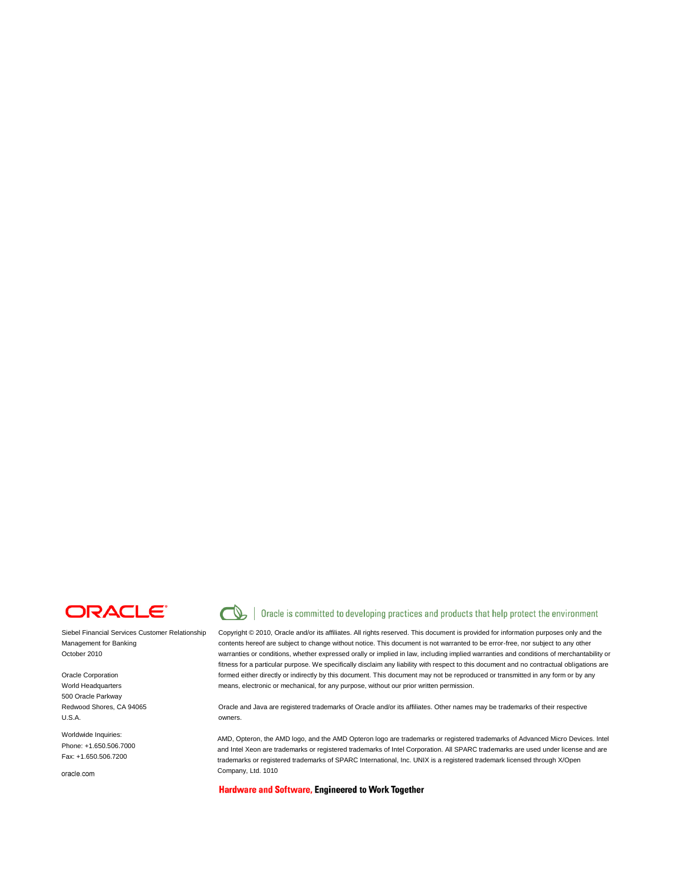ORACLE

Oracle is committed to developing practices and products that help protect the environment

Siebel Financial Services Customer Relationship Management for Banking
October 2010

Oracle Corporation
World Headquarters
500 Oracle Parkway
Redwood Shores, CA 94065
U.S.A.

Worldwide Inquiries:
Phone: +1.650.506.7000
Fax: +1.650.506.7200

oracle.com

Copyright © 2010, Oracle and/or its affiliates. All rights reserved. This document is provided for information purposes only and the contents hereof are subject to change without notice. This document is not warranted to be error-free, nor subject to any other warranties or conditions, whether expressed orally or implied in law, including implied warranties and conditions of merchantability or fitness for a particular purpose. We specifically disclaim any liability with respect to this document and no contractual obligations are formed either directly or indirectly by this document. This document may not be reproduced or transmitted in any form or by any means, electronic or mechanical, for any purpose, without our prior written permission.

Oracle and Java are registered trademarks of Oracle and/or its affiliates. Other names may be trademarks of their respective owners.

AMD, Opteron, the AMD logo, and the AMD Opteron logo are trademarks or registered trademarks of Advanced Micro Devices. Intel and Intel Xeon are trademarks or registered trademarks of Intel Corporation. All SPARC trademarks are used under license and are trademarks or registered trademarks of SPARC International, Inc. UNIX is a registered trademark licensed through X/Open Company, Ltd. 1010

**Hardware and Software, Engineered to Work Together**